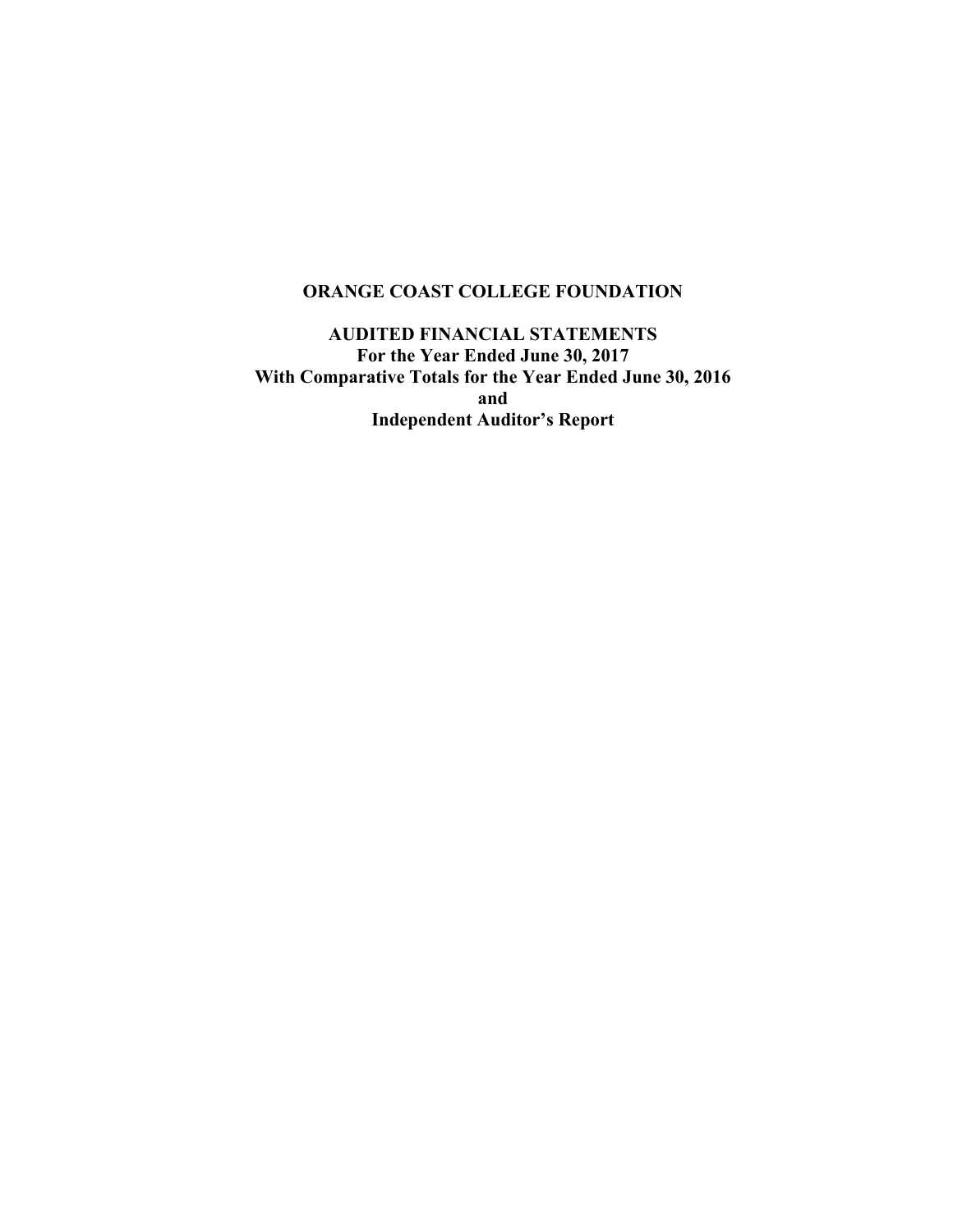# ORANGE COAST COLLEGE FOUNDATION

## AUDITED FINANCIAL STATEMENTS

**For the Year Ended June 30, 2017**
**With Comparative Totals for the Year Ended June 30, 2016**
**and**
**Independent Auditor's Report**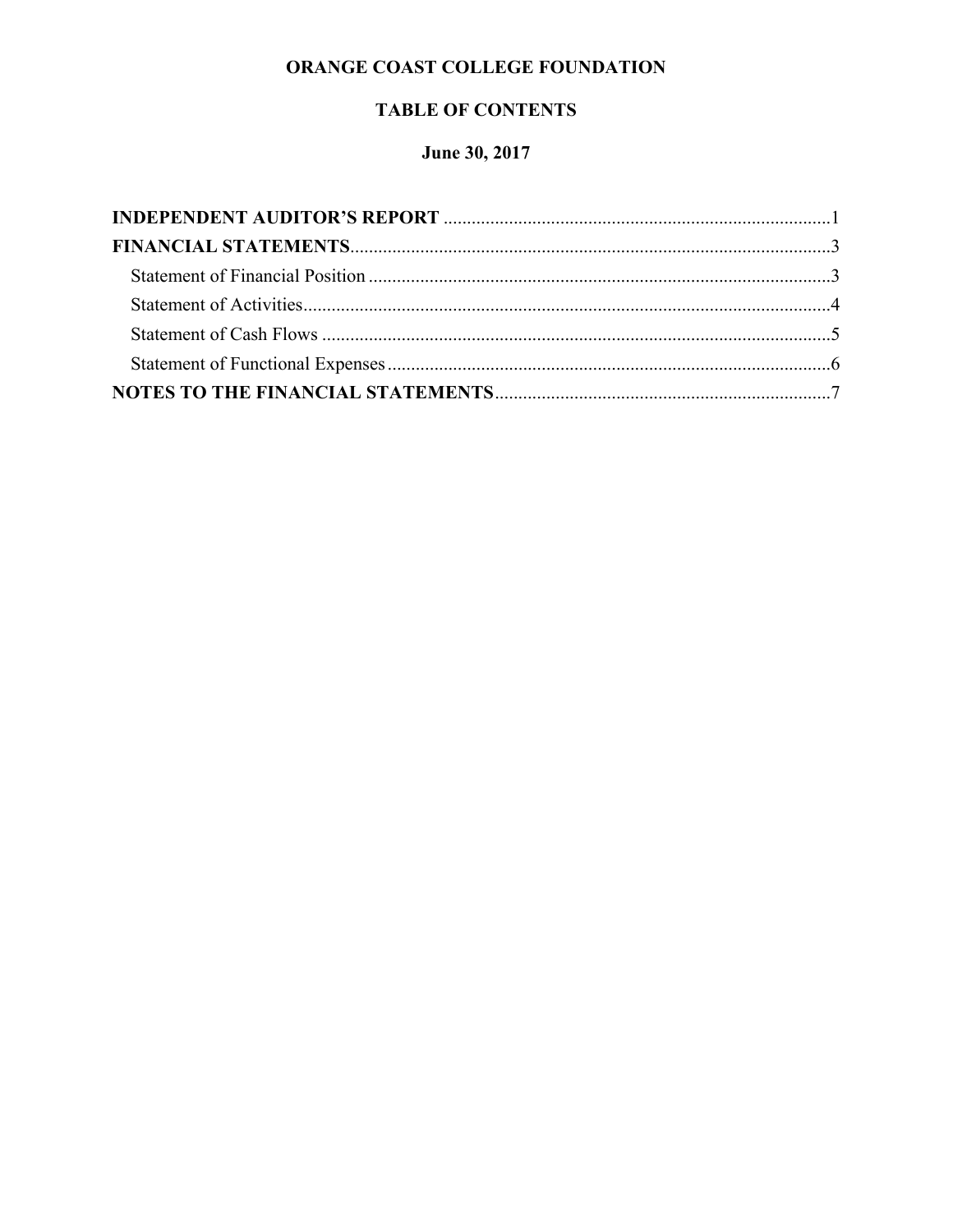# ORANGE COAST COLLEGE FOUNDATION

## TABLE OF CONTENTS

### June 30, 2017

| | |
|---|---|
| **INDEPENDENT AUDITOR'S REPORT** | 1 |
| **FINANCIAL STATEMENTS** | 3 |
| Statement of Financial Position | 3 |
| Statement of Activities | 4 |
| Statement of Cash Flows | 5 |
| Statement of Functional Expenses | 6 |
| **NOTES TO THE FINANCIAL STATEMENTS** | 7 |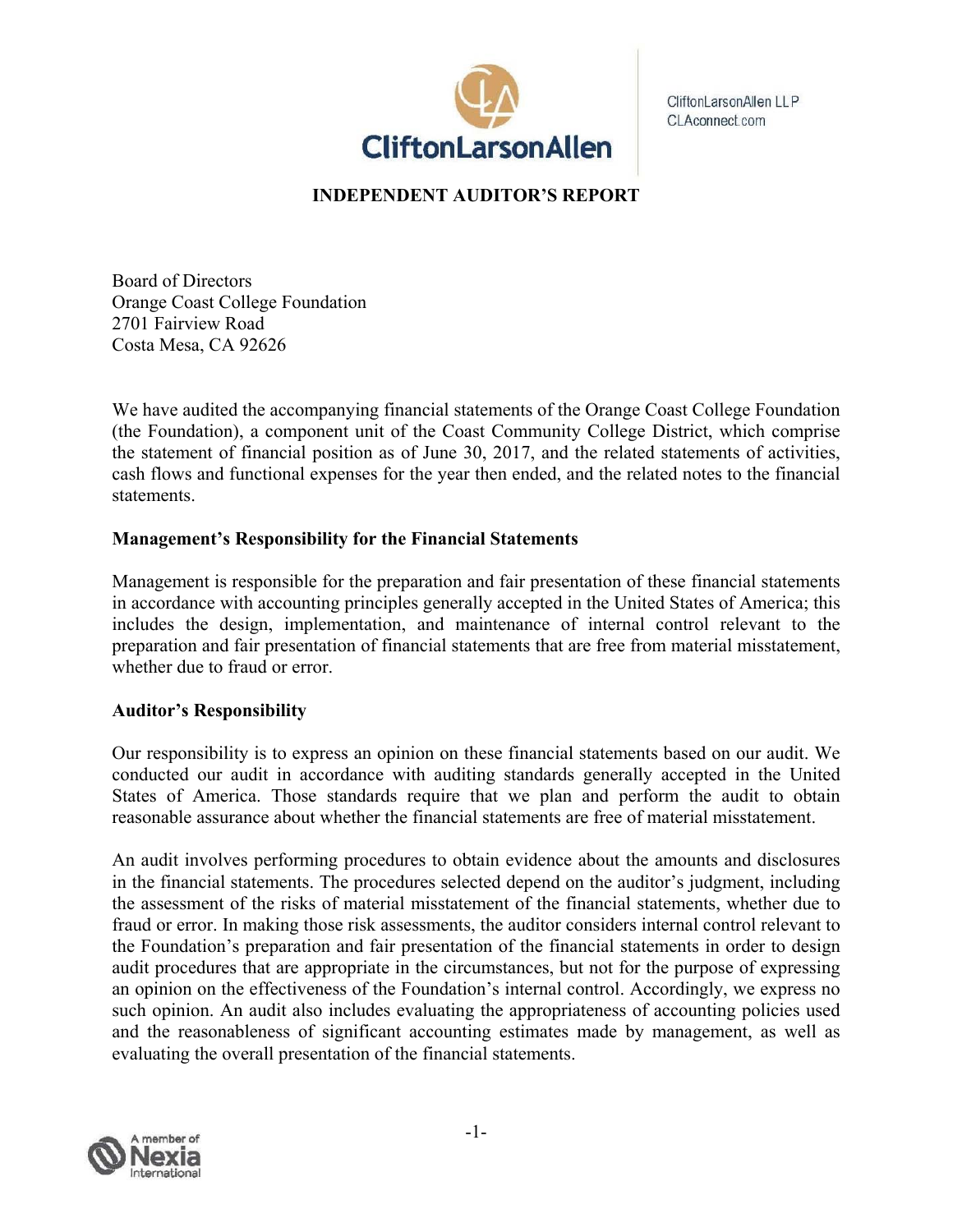CliftonLarsonAllen

CliftonLarsonAllen LLP
CLAconnect.com

# INDEPENDENT AUDITOR'S REPORT

Board of Directors
Orange Coast College Foundation
2701 Fairview Road
Costa Mesa, CA 92626

We have audited the accompanying financial statements of the Orange Coast College Foundation (the Foundation), a component unit of the Coast Community College District, which comprise the statement of financial position as of June 30, 2017, and the related statements of activities, cash flows and functional expenses for the year then ended, and the related notes to the financial statements.

## Management's Responsibility for the Financial Statements

Management is responsible for the preparation and fair presentation of these financial statements in accordance with accounting principles generally accepted in the United States of America; this includes the design, implementation, and maintenance of internal control relevant to the preparation and fair presentation of financial statements that are free from material misstatement, whether due to fraud or error.

## Auditor's Responsibility

Our responsibility is to express an opinion on these financial statements based on our audit. We conducted our audit in accordance with auditing standards generally accepted in the United States of America. Those standards require that we plan and perform the audit to obtain reasonable assurance about whether the financial statements are free of material misstatement.

An audit involves performing procedures to obtain evidence about the amounts and disclosures in the financial statements. The procedures selected depend on the auditor's judgment, including the assessment of the risks of material misstatement of the financial statements, whether due to fraud or error. In making those risk assessments, the auditor considers internal control relevant to the Foundation's preparation and fair presentation of the financial statements in order to design audit procedures that are appropriate in the circumstances, but not for the purpose of expressing an opinion on the effectiveness of the Foundation's internal control. Accordingly, we express no such opinion. An audit also includes evaluating the appropriateness of accounting policies used and the reasonableness of significant accounting estimates made by management, as well as evaluating the overall presentation of the financial statements.

A member of Nexia International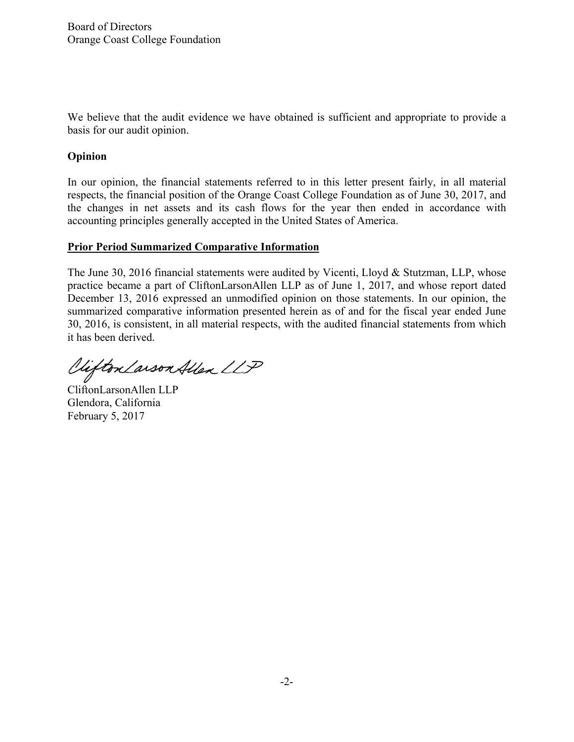Board of Directors
Orange Coast College Foundation

We believe that the audit evidence we have obtained is sufficient and appropriate to provide a basis for our audit opinion.

**Opinion**

In our opinion, the financial statements referred to in this letter present fairly, in all material respects, the financial position of the Orange Coast College Foundation as of June 30, 2017, and the changes in net assets and its cash flows for the year then ended in accordance with accounting principles generally accepted in the United States of America.

**Prior Period Summarized Comparative Information**

The June 30, 2016 financial statements were audited by Vicenti, Lloyd & Stutzman, LLP, whose practice became a part of CliftonLarsonAllen LLP as of June 1, 2017, and whose report dated December 13, 2016 expressed an unmodified opinion on those statements. In our opinion, the summarized comparative information presented herein as of and for the fiscal year ended June 30, 2016, is consistent, in all material respects, with the audited financial statements from which it has been derived.

CliftonLarsonAllen LLP

CliftonLarsonAllen LLP
Glendora, California
February 5, 2017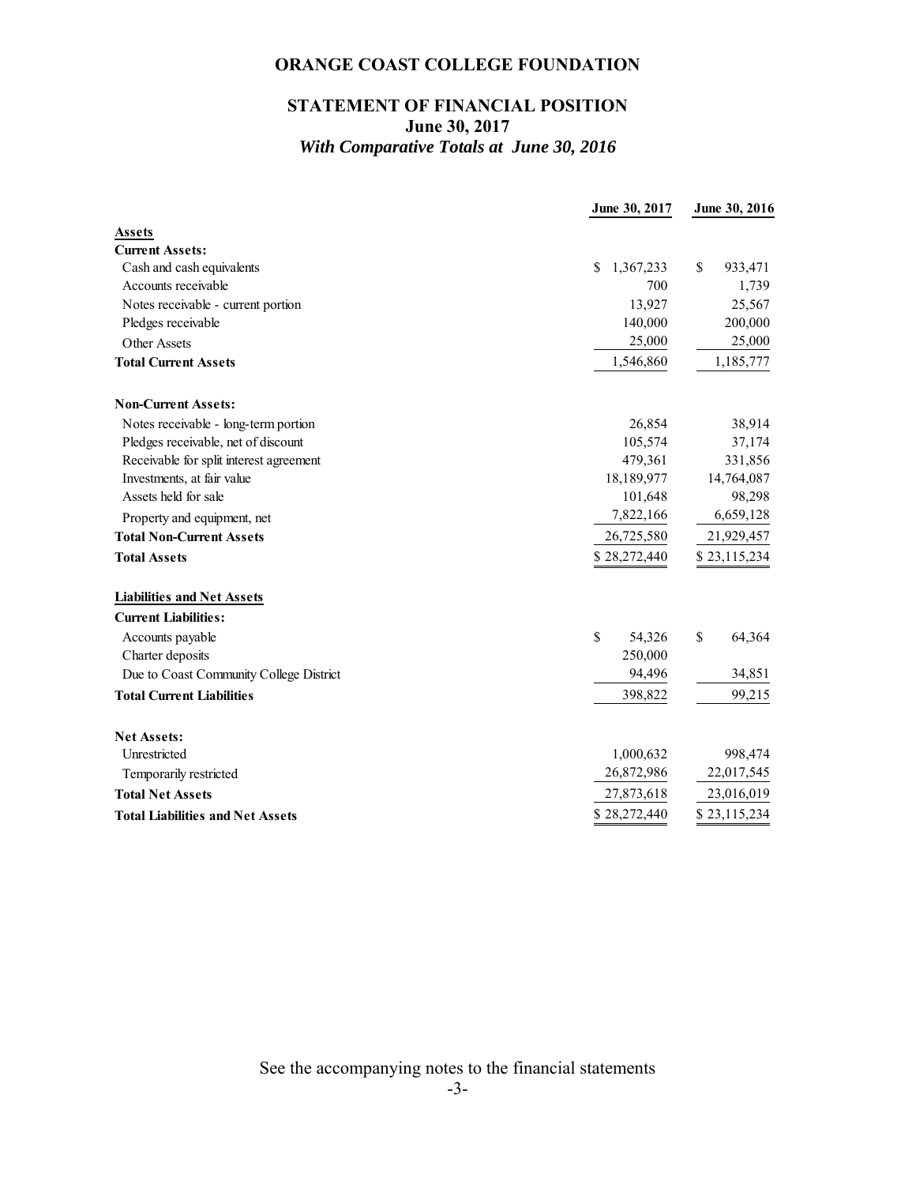# ORANGE COAST COLLEGE FOUNDATION

## STATEMENT OF FINANCIAL POSITION
### June 30, 2017
### *With Comparative Totals at June 30, 2016*

| | June 30, 2017 | June 30, 2016 |
|---|---|---|
| **Assets** | | |
| **Current Assets:** | | |
| Cash and cash equivalents | $ 1,367,233 | $ 933,471 |
| Accounts receivable | 700 | 1,739 |
| Notes receivable - current portion | 13,927 | 25,567 |
| Pledges receivable | 140,000 | 200,000 |
| Other Assets | 25,000 | 25,000 |
| **Total Current Assets** | 1,546,860 | 1,185,777 |
| **Non-Current Assets:** | | |
| Notes receivable - long-term portion | 26,854 | 38,914 |
| Pledges receivable, net of discount | 105,574 | 37,174 |
| Receivable for split interest agreement | 479,361 | 331,856 |
| Investments, at fair value | 18,189,977 | 14,764,087 |
| Assets held for sale | 101,648 | 98,298 |
| Property and equipment, net | 7,822,166 | 6,659,128 |
| **Total Non-Current Assets** | 26,725,580 | 21,929,457 |
| **Total Assets** | $ 28,272,440 | $ 23,115,234 |
| **Liabilities and Net Assets** | | |
| **Current Liabilities:** | | |
| Accounts payable | $ 54,326 | $ 64,364 |
| Charter deposits | 250,000 | |
| Due to Coast Community College District | 94,496 | 34,851 |
| **Total Current Liabilities** | 398,822 | 99,215 |
| **Net Assets:** | | |
| Unrestricted | 1,000,632 | 998,474 |
| Temporarily restricted | 26,872,986 | 22,017,545 |
| **Total Net Assets** | 27,873,618 | 23,016,019 |
| **Total Liabilities and Net Assets** | $ 28,272,440 | $ 23,115,234 |

See the accompanying notes to the financial statements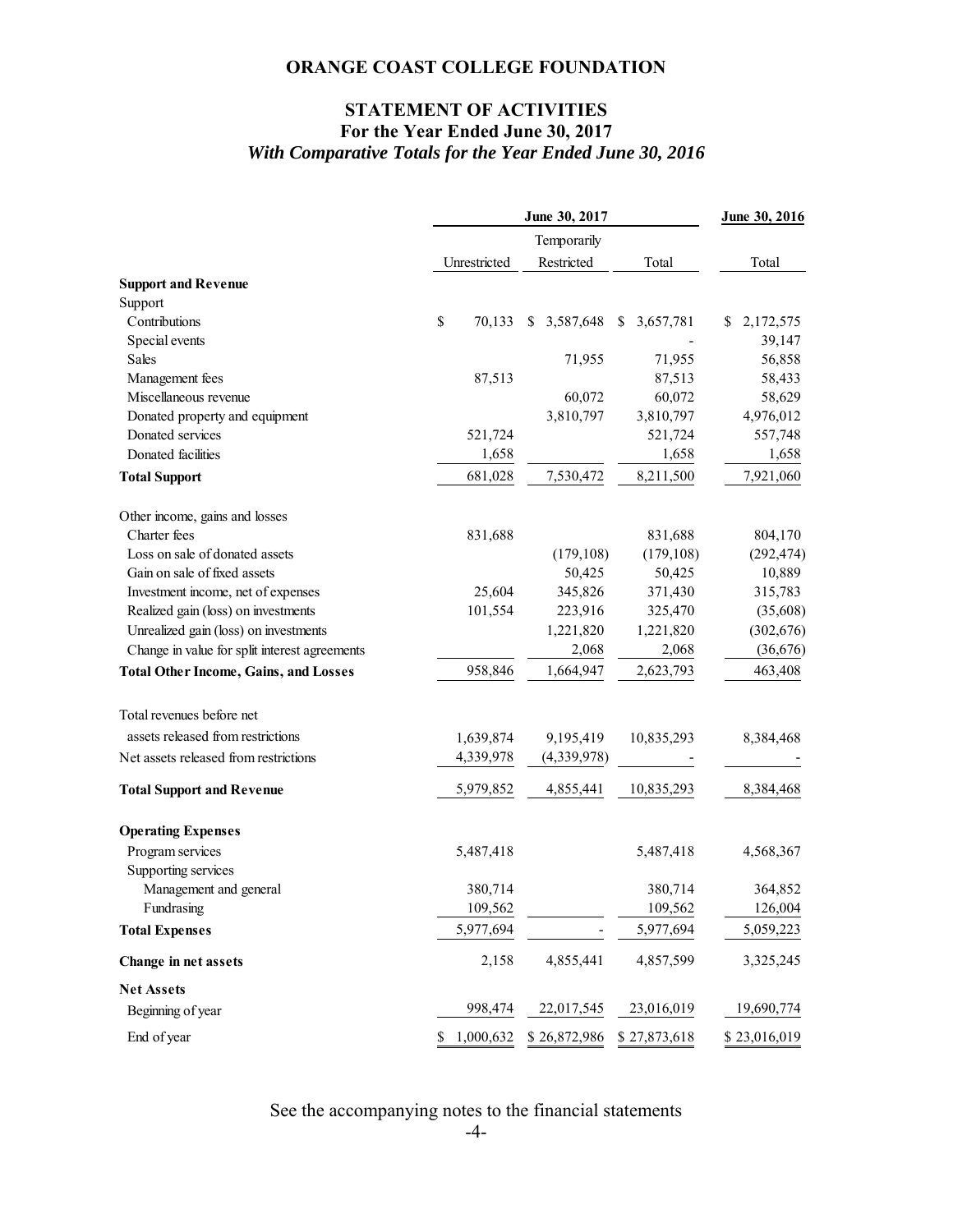# ORANGE COAST COLLEGE FOUNDATION

## STATEMENT OF ACTIVITIES
### For the Year Ended June 30, 2017
### *With Comparative Totals for the Year Ended June 30, 2016*

| | June 30, 2017 | | | June 30, 2016 |
|---|---|---|---|---|
| | Unrestricted | Temporarily Restricted | Total | Total |
| **Support and Revenue** | | | | |
| Support | | | | |
| Contributions | $ 70,133 | $ 3,587,648 | $ 3,657,781 | $ 2,172,575 |
| Special events | | | - | 39,147 |
| Sales | | 71,955 | 71,955 | 56,858 |
| Management fees | 87,513 | | 87,513 | 58,433 |
| Miscellaneous revenue | | 60,072 | 60,072 | 58,629 |
| Donated property and equipment | | 3,810,797 | 3,810,797 | 4,976,012 |
| Donated services | 521,724 | | 521,724 | 557,748 |
| Donated facilities | 1,658 | | 1,658 | 1,658 |
| **Total Support** | 681,028 | 7,530,472 | 8,211,500 | 7,921,060 |
| Other income, gains and losses | | | | |
| Charter fees | 831,688 | | 831,688 | 804,170 |
| Loss on sale of donated assets | | (179,108) | (179,108) | (292,474) |
| Gain on sale of fixed assets | | 50,425 | 50,425 | 10,889 |
| Investment income, net of expenses | 25,604 | 345,826 | 371,430 | 315,783 |
| Realized gain (loss) on investments | 101,554 | 223,916 | 325,470 | (35,608) |
| Unrealized gain (loss) on investments | | 1,221,820 | 1,221,820 | (302,676) |
| Change in value for split interest agreements | | 2,068 | 2,068 | (36,676) |
| **Total Other Income, Gains, and Losses** | 958,846 | 1,664,947 | 2,623,793 | 463,408 |
| Total revenues before net assets released from restrictions | 1,639,874 | 9,195,419 | 10,835,293 | 8,384,468 |
| Net assets released from restrictions | 4,339,978 | (4,339,978) | - | - |
| **Total Support and Revenue** | 5,979,852 | 4,855,441 | 10,835,293 | 8,384,468 |
| **Operating Expenses** | | | | |
| Program services | 5,487,418 | | 5,487,418 | 4,568,367 |
| Supporting services | | | | |
| Management and general | 380,714 | | 380,714 | 364,852 |
| Fundrasing | 109,562 | | 109,562 | 126,004 |
| **Total Expenses** | 5,977,694 | - | 5,977,694 | 5,059,223 |
| **Change in net assets** | 2,158 | 4,855,441 | 4,857,599 | 3,325,245 |
| **Net Assets** | | | | |
| Beginning of year | 998,474 | 22,017,545 | 23,016,019 | 19,690,774 |
| End of year | $ 1,000,632 | $ 26,872,986 | $ 27,873,618 | $ 23,016,019 |

See the accompanying notes to the financial statements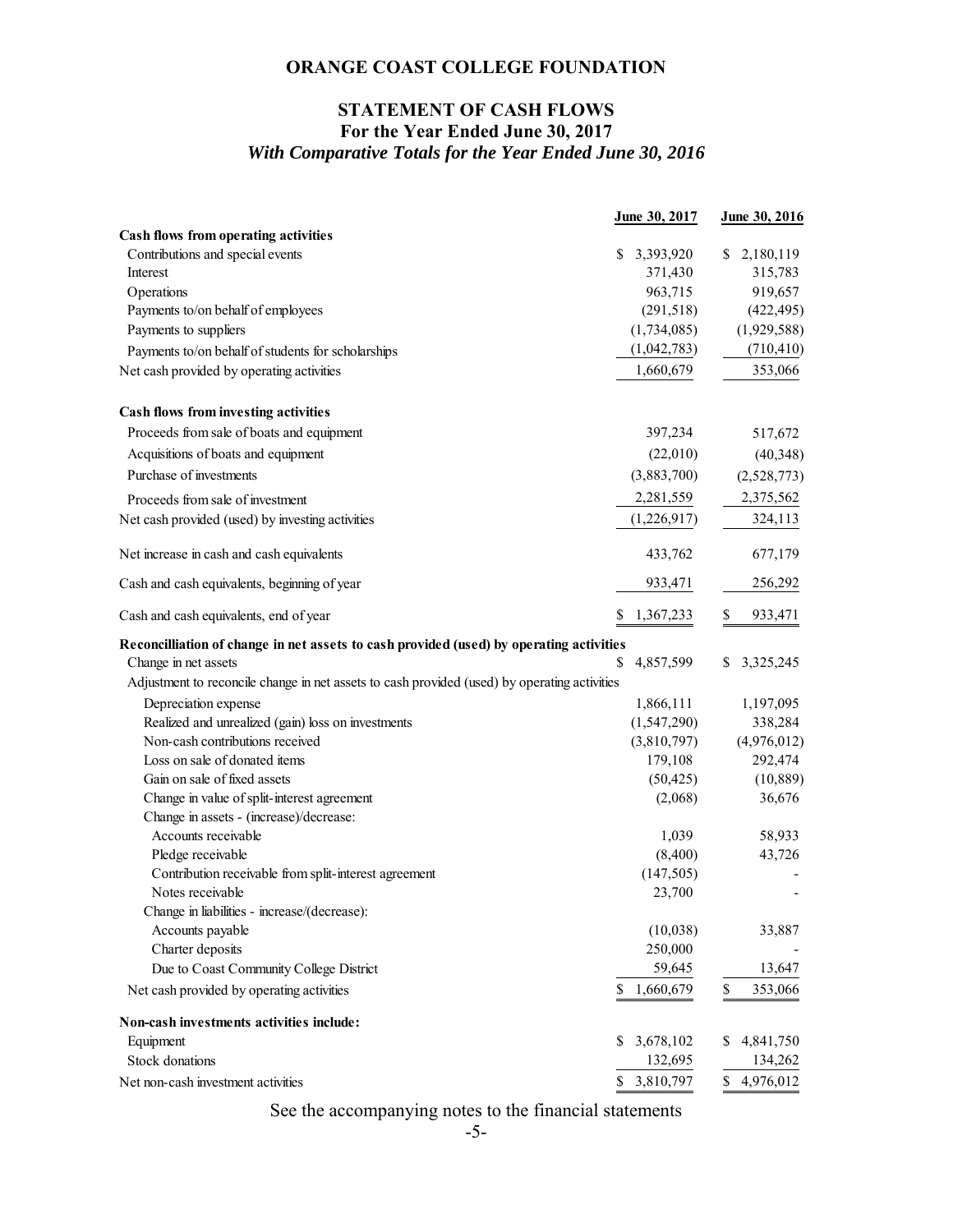# ORANGE COAST COLLEGE FOUNDATION

## STATEMENT OF CASH FLOWS

### For the Year Ended June 30, 2017

### *With Comparative Totals for the Year Ended June 30, 2016*

| | June 30, 2017 | June 30, 2016 |
|---|---|---|
| **Cash flows from operating activities** | | |
| Contributions and special events | $ 3,393,920 | $ 2,180,119 |
| Interest | 371,430 | 315,783 |
| Operations | 963,715 | 919,657 |
| Payments to/on behalf of employees | (291,518) | (422,495) |
| Payments to suppliers | (1,734,085) | (1,929,588) |
| Payments to/on behalf of students for scholarships | (1,042,783) | (710,410) |
| Net cash provided by operating activities | 1,660,679 | 353,066 |
| **Cash flows from investing activities** | | |
| Proceeds from sale of boats and equipment | 397,234 | 517,672 |
| Acquisitions of boats and equipment | (22,010) | (40,348) |
| Purchase of investments | (3,883,700) | (2,528,773) |
| Proceeds from sale of investment | 2,281,559 | 2,375,562 |
| Net cash provided (used) by investing activities | (1,226,917) | 324,113 |
| Net increase in cash and cash equivalents | 433,762 | 677,179 |
| Cash and cash equivalents, beginning of year | 933,471 | 256,292 |
| Cash and cash equivalents, end of year | $ 1,367,233 | $ 933,471 |
| **Reconcilliation of change in net assets to cash provided (used) by operating activities** | | |
| Change in net assets | $ 4,857,599 | $ 3,325,245 |
| Adjustment to reconcile change in net assets to cash provided (used) by operating activities | | |
| Depreciation expense | 1,866,111 | 1,197,095 |
| Realized and unrealized (gain) loss on investments | (1,547,290) | 338,284 |
| Non-cash contributions received | (3,810,797) | (4,976,012) |
| Loss on sale of donated items | 179,108 | 292,474 |
| Gain on sale of fixed assets | (50,425) | (10,889) |
| Change in value of split-interest agreement | (2,068) | 36,676 |
| Change in assets - (increase)/decrease: | | |
| Accounts receivable | 1,039 | 58,933 |
| Pledge receivable | (8,400) | 43,726 |
| Contribution receivable from split-interest agreement | (147,505) | - |
| Notes receivable | 23,700 | - |
| Change in liabilities - increase/(decrease): | | |
| Accounts payable | (10,038) | 33,887 |
| Charter deposits | 250,000 | - |
| Due to Coast Community College District | 59,645 | 13,647 |
| Net cash provided by operating activities | $ 1,660,679 | $ 353,066 |
| **Non-cash investments activities include:** | | |
| Equipment | $ 3,678,102 | $ 4,841,750 |
| Stock donations | 132,695 | 134,262 |
| Net non-cash investment activities | $ 3,810,797 | $ 4,976,012 |

See the accompanying notes to the financial statements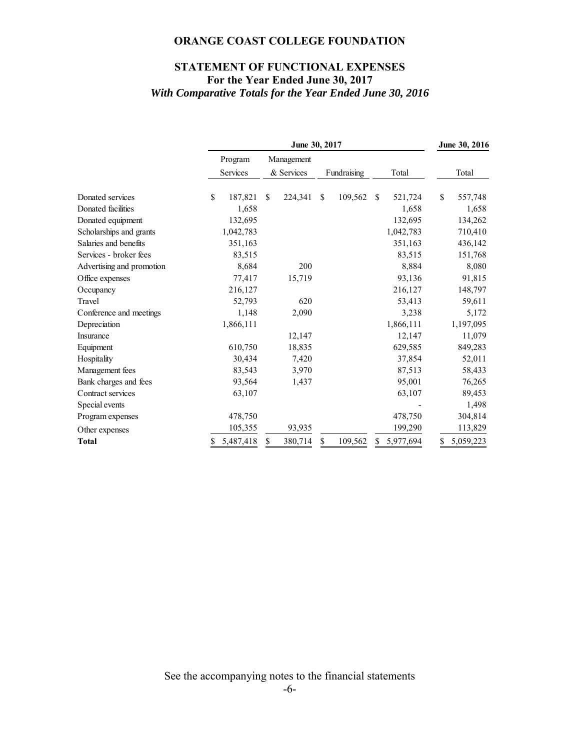# ORANGE COAST COLLEGE FOUNDATION

## STATEMENT OF FUNCTIONAL EXPENSES
### For the Year Ended June 30, 2017
### *With Comparative Totals for the Year Ended June 30, 2016*

| | June 30, 2017 | | | | June 30, 2016 |
|---|---|---|---|---|---|
| | Program Services | Management & Services | Fundraising | Total | Total |
| Donated services | $ 187,821 | $ 224,341 | $ 109,562 | $ 521,724 | $ 557,748 |
| Donated facilities | 1,658 | | | 1,658 | 1,658 |
| Donated equipment | 132,695 | | | 132,695 | 134,262 |
| Scholarships and grants | 1,042,783 | | | 1,042,783 | 710,410 |
| Salaries and benefits | 351,163 | | | 351,163 | 436,142 |
| Services - broker fees | 83,515 | | | 83,515 | 151,768 |
| Advertising and promotion | 8,684 | 200 | | 8,884 | 8,080 |
| Office expenses | 77,417 | 15,719 | | 93,136 | 91,815 |
| Occupancy | 216,127 | | | 216,127 | 148,797 |
| Travel | 52,793 | 620 | | 53,413 | 59,611 |
| Conference and meetings | 1,148 | 2,090 | | 3,238 | 5,172 |
| Depreciation | 1,866,111 | | | 1,866,111 | 1,197,095 |
| Insurance | | 12,147 | | 12,147 | 11,079 |
| Equipment | 610,750 | 18,835 | | 629,585 | 849,283 |
| Hospitality | 30,434 | 7,420 | | 37,854 | 52,011 |
| Management fees | 83,543 | 3,970 | | 87,513 | 58,433 |
| Bank charges and fees | 93,564 | 1,437 | | 95,001 | 76,265 |
| Contract services | 63,107 | | | 63,107 | 89,453 |
| Special events | | | | - | 1,498 |
| Program expenses | 478,750 | | | 478,750 | 304,814 |
| Other expenses | 105,355 | 93,935 | | 199,290 | 113,829 |
| **Total** | $ 5,487,418 | $ 380,714 | $ 109,562 | $ 5,977,694 | $ 5,059,223 |

See the accompanying notes to the financial statements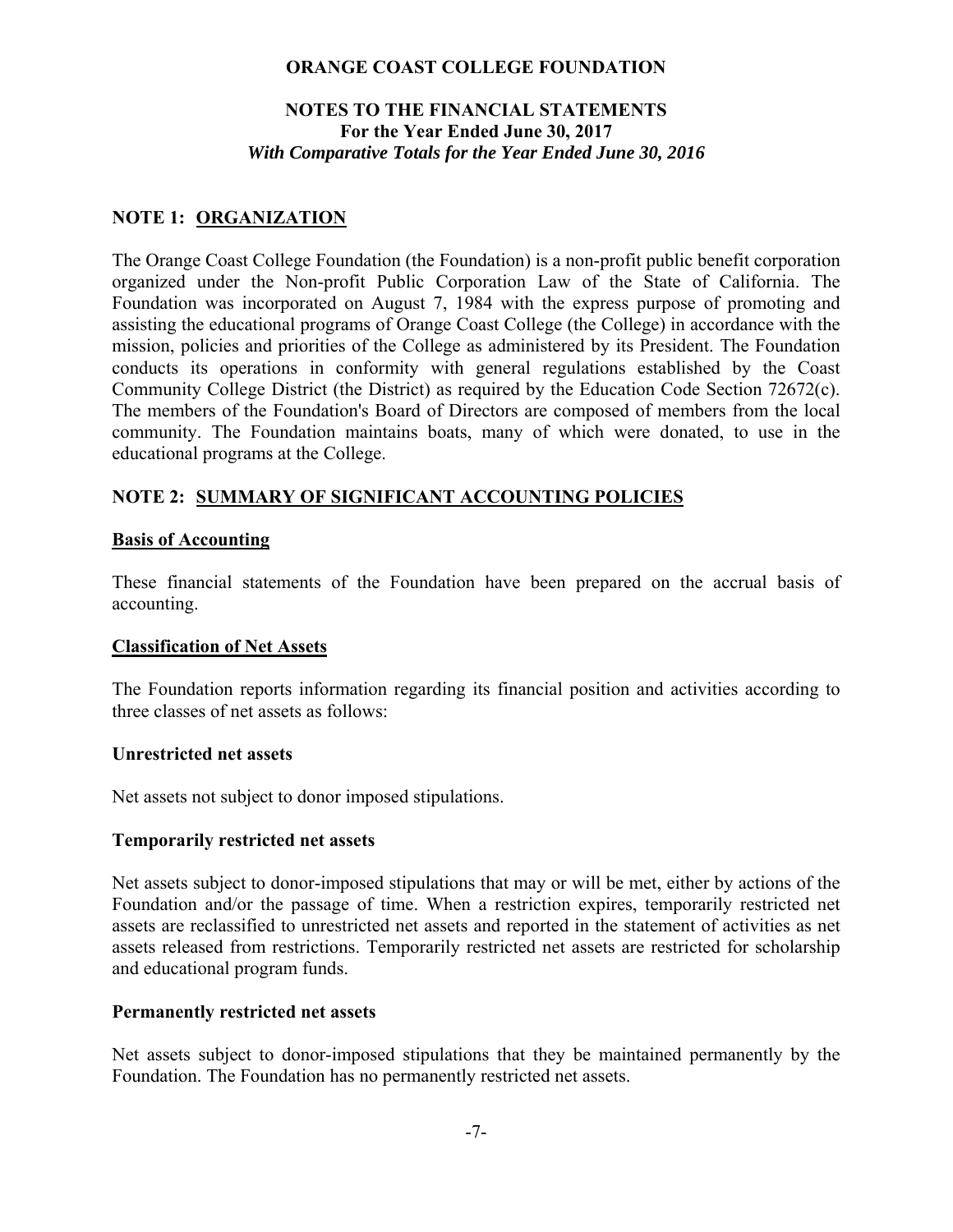# ORANGE COAST COLLEGE FOUNDATION

## NOTES TO THE FINANCIAL STATEMENTS
**For the Year Ended June 30, 2017**
***With Comparative Totals for the Year Ended June 30, 2016***

## NOTE 1: ORGANIZATION

The Orange Coast College Foundation (the Foundation) is a non-profit public benefit corporation organized under the Non-profit Public Corporation Law of the State of California. The Foundation was incorporated on August 7, 1984 with the express purpose of promoting and assisting the educational programs of Orange Coast College (the College) in accordance with the mission, policies and priorities of the College as administered by its President. The Foundation conducts its operations in conformity with general regulations established by the Coast Community College District (the District) as required by the Education Code Section 72672(c). The members of the Foundation's Board of Directors are composed of members from the local community. The Foundation maintains boats, many of which were donated, to use in the educational programs at the College.

## NOTE 2: SUMMARY OF SIGNIFICANT ACCOUNTING POLICIES

### Basis of Accounting

These financial statements of the Foundation have been prepared on the accrual basis of accounting.

### Classification of Net Assets

The Foundation reports information regarding its financial position and activities according to three classes of net assets as follows:

**Unrestricted net assets**

Net assets not subject to donor imposed stipulations.

**Temporarily restricted net assets**

Net assets subject to donor-imposed stipulations that may or will be met, either by actions of the Foundation and/or the passage of time. When a restriction expires, temporarily restricted net assets are reclassified to unrestricted net assets and reported in the statement of activities as net assets released from restrictions. Temporarily restricted net assets are restricted for scholarship and educational program funds.

**Permanently restricted net assets**

Net assets subject to donor-imposed stipulations that they be maintained permanently by the Foundation. The Foundation has no permanently restricted net assets.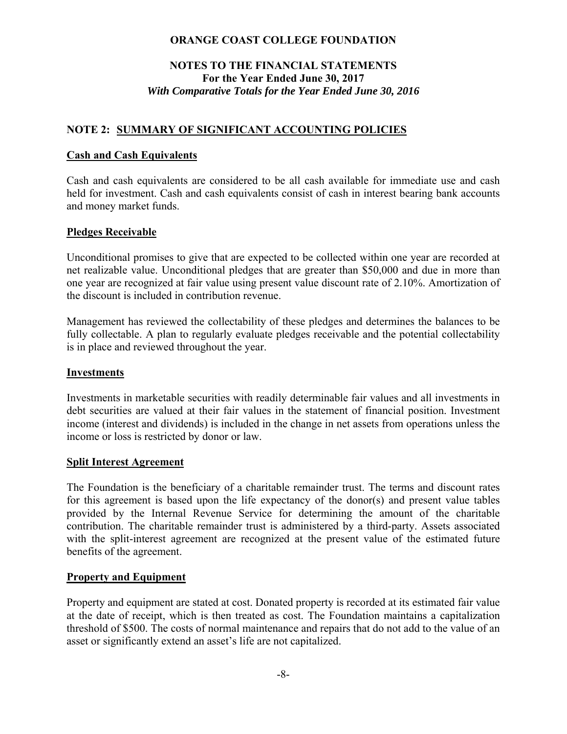# ORANGE COAST COLLEGE FOUNDATION

## NOTES TO THE FINANCIAL STATEMENTS
**For the Year Ended June 30, 2017**
*With Comparative Totals for the Year Ended June 30, 2016*

## NOTE 2: SUMMARY OF SIGNIFICANT ACCOUNTING POLICIES

### Cash and Cash Equivalents

Cash and cash equivalents are considered to be all cash available for immediate use and cash held for investment. Cash and cash equivalents consist of cash in interest bearing bank accounts and money market funds.

### Pledges Receivable

Unconditional promises to give that are expected to be collected within one year are recorded at net realizable value. Unconditional pledges that are greater than $50,000 and due in more than one year are recognized at fair value using present value discount rate of 2.10%. Amortization of the discount is included in contribution revenue.

Management has reviewed the collectability of these pledges and determines the balances to be fully collectable. A plan to regularly evaluate pledges receivable and the potential collectability is in place and reviewed throughout the year.

### Investments

Investments in marketable securities with readily determinable fair values and all investments in debt securities are valued at their fair values in the statement of financial position. Investment income (interest and dividends) is included in the change in net assets from operations unless the income or loss is restricted by donor or law.

### Split Interest Agreement

The Foundation is the beneficiary of a charitable remainder trust. The terms and discount rates for this agreement is based upon the life expectancy of the donor(s) and present value tables provided by the Internal Revenue Service for determining the amount of the charitable contribution. The charitable remainder trust is administered by a third-party. Assets associated with the split-interest agreement are recognized at the present value of the estimated future benefits of the agreement.

### Property and Equipment

Property and equipment are stated at cost. Donated property is recorded at its estimated fair value at the date of receipt, which is then treated as cost. The Foundation maintains a capitalization threshold of $500. The costs of normal maintenance and repairs that do not add to the value of an asset or significantly extend an asset's life are not capitalized.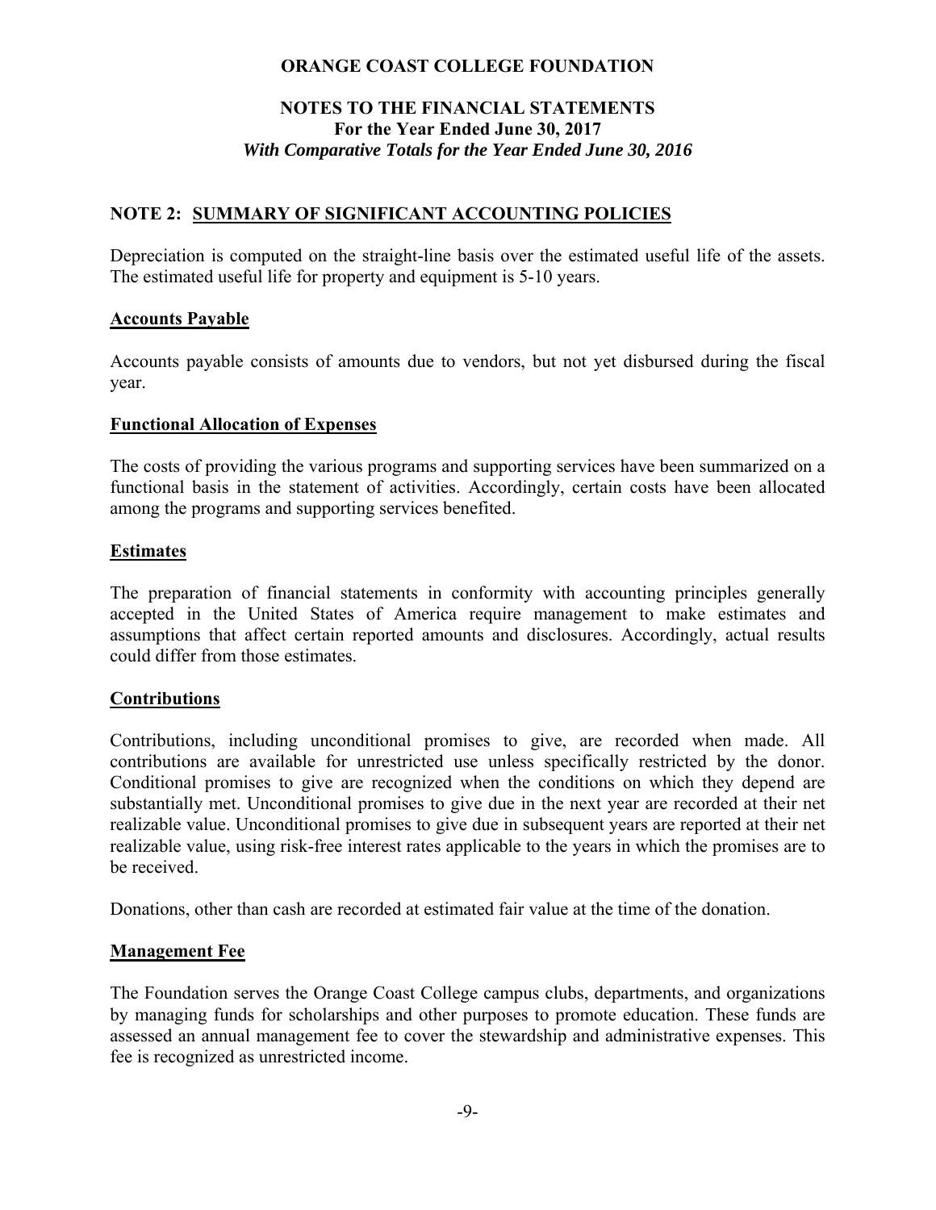## NOTE 2: SUMMARY OF SIGNIFICANT ACCOUNTING POLICIES

Depreciation is computed on the straight-line basis over the estimated useful life of the assets. The estimated useful life for property and equipment is 5-10 years.

### Accounts Payable

Accounts payable consists of amounts due to vendors, but not yet disbursed during the fiscal year.

### Functional Allocation of Expenses

The costs of providing the various programs and supporting services have been summarized on a functional basis in the statement of activities. Accordingly, certain costs have been allocated among the programs and supporting services benefited.

### Estimates

The preparation of financial statements in conformity with accounting principles generally accepted in the United States of America require management to make estimates and assumptions that affect certain reported amounts and disclosures. Accordingly, actual results could differ from those estimates.

### Contributions

Contributions, including unconditional promises to give, are recorded when made. All contributions are available for unrestricted use unless specifically restricted by the donor. Conditional promises to give are recognized when the conditions on which they depend are substantially met. Unconditional promises to give due in the next year are recorded at their net realizable value. Unconditional promises to give due in subsequent years are reported at their net realizable value, using risk-free interest rates applicable to the years in which the promises are to be received.

Donations, other than cash are recorded at estimated fair value at the time of the donation.

### Management Fee

The Foundation serves the Orange Coast College campus clubs, departments, and organizations by managing funds for scholarships and other purposes to promote education. These funds are assessed an annual management fee to cover the stewardship and administrative expenses. This fee is recognized as unrestricted income.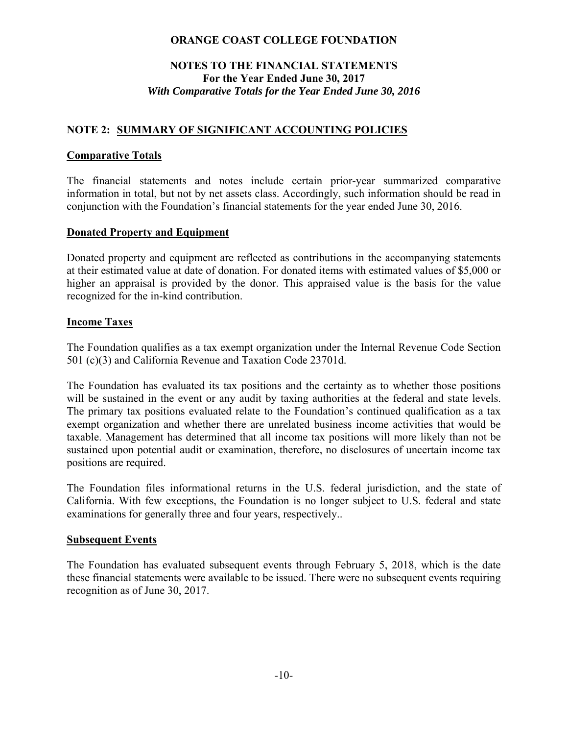# ORANGE COAST COLLEGE FOUNDATION

## NOTES TO THE FINANCIAL STATEMENTS
**For the Year Ended June 30, 2017**
*With Comparative Totals for the Year Ended June 30, 2016*

## NOTE 2: SUMMARY OF SIGNIFICANT ACCOUNTING POLICIES

### Comparative Totals

The financial statements and notes include certain prior-year summarized comparative information in total, but not by net assets class. Accordingly, such information should be read in conjunction with the Foundation's financial statements for the year ended June 30, 2016.

### Donated Property and Equipment

Donated property and equipment are reflected as contributions in the accompanying statements at their estimated value at date of donation. For donated items with estimated values of $5,000 or higher an appraisal is provided by the donor. This appraised value is the basis for the value recognized for the in-kind contribution.

### Income Taxes

The Foundation qualifies as a tax exempt organization under the Internal Revenue Code Section 501 (c)(3) and California Revenue and Taxation Code 23701d.

The Foundation has evaluated its tax positions and the certainty as to whether those positions will be sustained in the event or any audit by taxing authorities at the federal and state levels. The primary tax positions evaluated relate to the Foundation's continued qualification as a tax exempt organization and whether there are unrelated business income activities that would be taxable. Management has determined that all income tax positions will more likely than not be sustained upon potential audit or examination, therefore, no disclosures of uncertain income tax positions are required.

The Foundation files informational returns in the U.S. federal jurisdiction, and the state of California. With few exceptions, the Foundation is no longer subject to U.S. federal and state examinations for generally three and four years, respectively..

### Subsequent Events

The Foundation has evaluated subsequent events through February 5, 2018, which is the date these financial statements were available to be issued. There were no subsequent events requiring recognition as of June 30, 2017.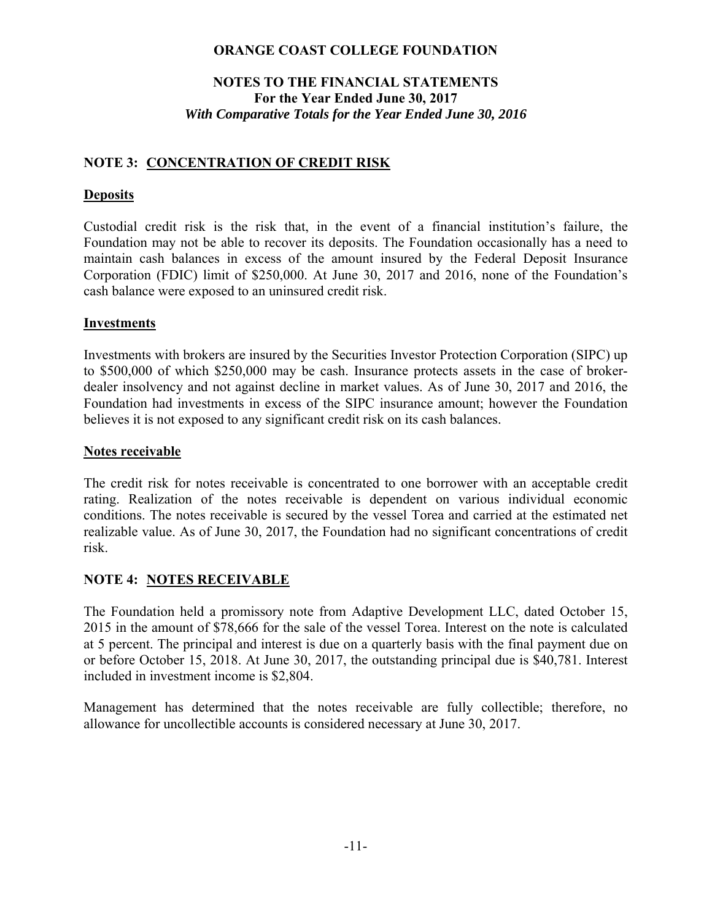## NOTE 3: CONCENTRATION OF CREDIT RISK

### Deposits

Custodial credit risk is the risk that, in the event of a financial institution's failure, the Foundation may not be able to recover its deposits. The Foundation occasionally has a need to maintain cash balances in excess of the amount insured by the Federal Deposit Insurance Corporation (FDIC) limit of $250,000. At June 30, 2017 and 2016, none of the Foundation's cash balance were exposed to an uninsured credit risk.

### Investments

Investments with brokers are insured by the Securities Investor Protection Corporation (SIPC) up to $500,000 of which $250,000 may be cash. Insurance protects assets in the case of broker-dealer insolvency and not against decline in market values. As of June 30, 2017 and 2016, the Foundation had investments in excess of the SIPC insurance amount; however the Foundation believes it is not exposed to any significant credit risk on its cash balances.

### Notes receivable

The credit risk for notes receivable is concentrated to one borrower with an acceptable credit rating. Realization of the notes receivable is dependent on various individual economic conditions. The notes receivable is secured by the vessel Torea and carried at the estimated net realizable value. As of June 30, 2017, the Foundation had no significant concentrations of credit risk.

## NOTE 4: NOTES RECEIVABLE

The Foundation held a promissory note from Adaptive Development LLC, dated October 15, 2015 in the amount of $78,666 for the sale of the vessel Torea. Interest on the note is calculated at 5 percent. The principal and interest is due on a quarterly basis with the final payment due on or before October 15, 2018. At June 30, 2017, the outstanding principal due is $40,781. Interest included in investment income is $2,804.

Management has determined that the notes receivable are fully collectible; therefore, no allowance for uncollectible accounts is considered necessary at June 30, 2017.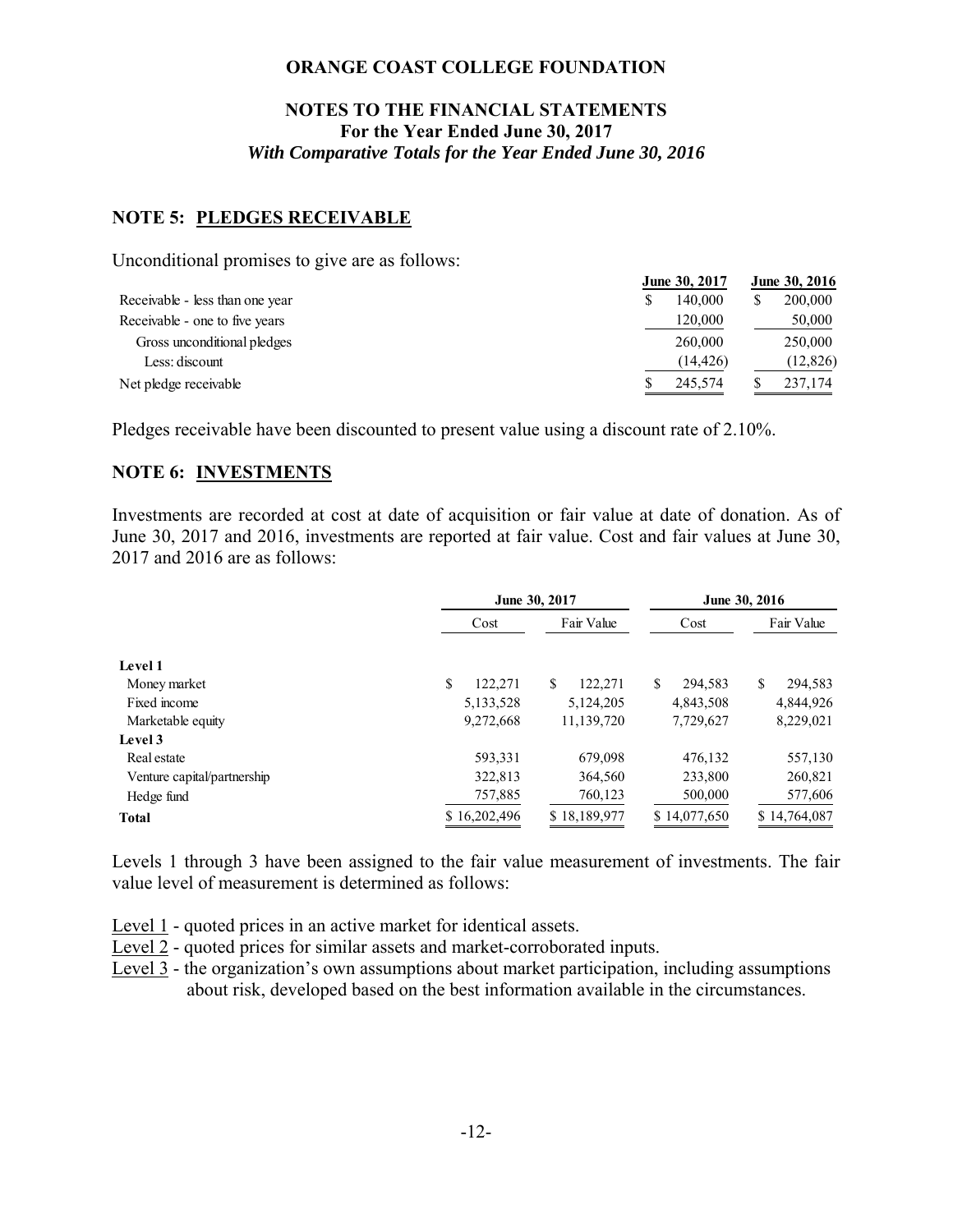**ORANGE COAST COLLEGE FOUNDATION**

**NOTES TO THE FINANCIAL STATEMENTS**
**For the Year Ended June 30, 2017**
***With Comparative Totals for the Year Ended June 30, 2016***

## NOTE 5: PLEDGES RECEIVABLE

Unconditional promises to give are as follows:

| | June 30, 2017 | June 30, 2016 |
|---|---|---|
| Receivable - less than one year | $ 140,000 | $ 200,000 |
| Receivable - one to five years | 120,000 | 50,000 |
| Gross unconditional pledges | 260,000 | 250,000 |
| Less: discount | (14,426) | (12,826) |
| Net pledge receivable | $ 245,574 | $ 237,174 |

Pledges receivable have been discounted to present value using a discount rate of 2.10%.

## NOTE 6: INVESTMENTS

Investments are recorded at cost at date of acquisition or fair value at date of donation. As of June 30, 2017 and 2016, investments are reported at fair value. Cost and fair values at June 30, 2017 and 2016 are as follows:

| | June 30, 2017 | | June 30, 2016 | |
|---|---|---|---|---|
| | Cost | Fair Value | Cost | Fair Value |
| **Level 1** | | | | |
| Money market | $ 122,271 | $ 122,271 | $ 294,583 | $ 294,583 |
| Fixed income | 5,133,528 | 5,124,205 | 4,843,508 | 4,844,926 |
| Marketable equity | 9,272,668 | 11,139,720 | 7,729,627 | 8,229,021 |
| **Level 3** | | | | |
| Real estate | 593,331 | 679,098 | 476,132 | 557,130 |
| Venture capital/partnership | 322,813 | 364,560 | 233,800 | 260,821 |
| Hedge fund | 757,885 | 760,123 | 500,000 | 577,606 |
| **Total** | $ 16,202,496 | $ 18,189,977 | $ 14,077,650 | $ 14,764,087 |

Levels 1 through 3 have been assigned to the fair value measurement of investments. The fair value level of measurement is determined as follows:

Level 1 - quoted prices in an active market for identical assets.
Level 2 - quoted prices for similar assets and market-corroborated inputs.
Level 3 - the organization's own assumptions about market participation, including assumptions about risk, developed based on the best information available in the circumstances.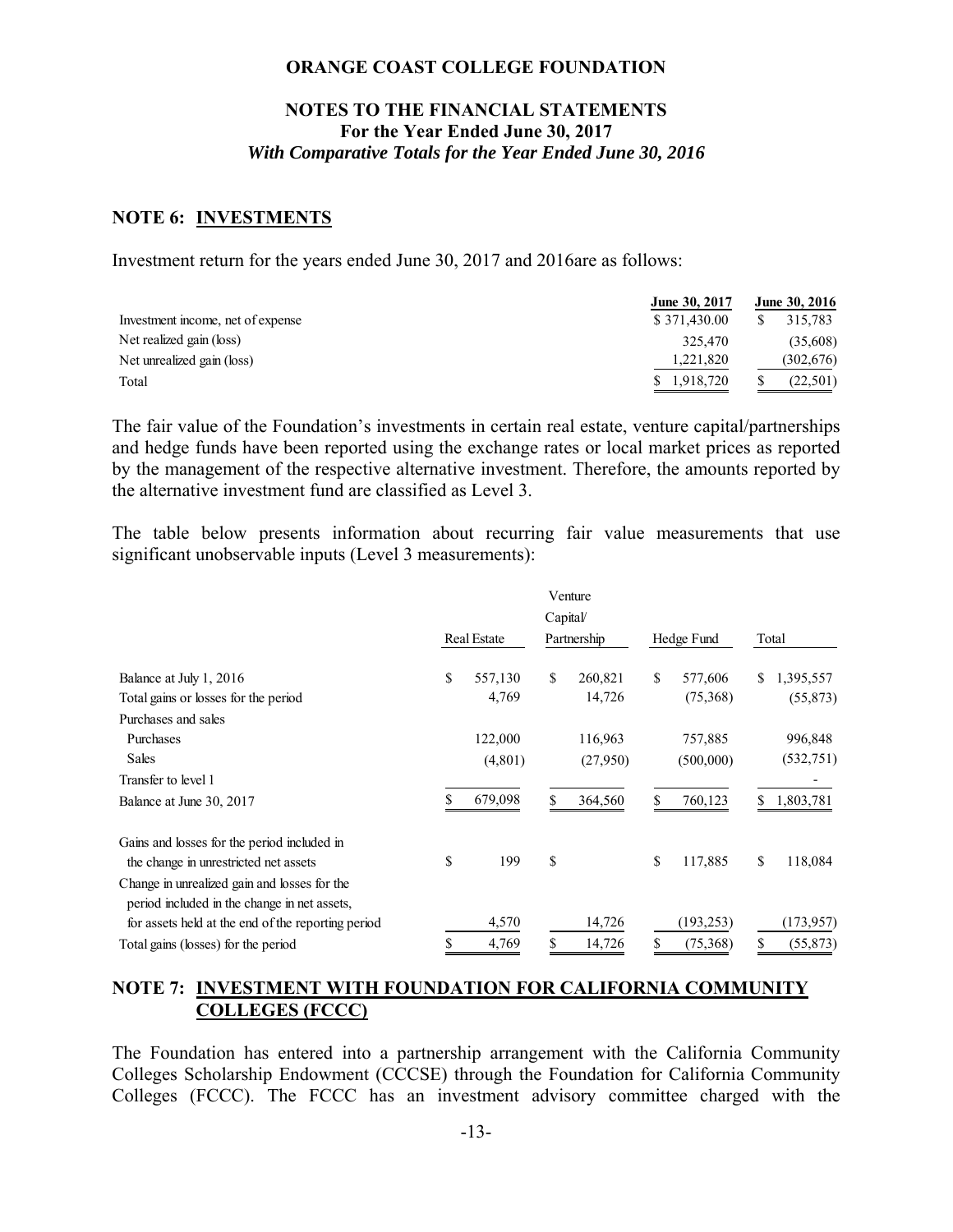## NOTE 6: INVESTMENTS

Investment return for the years ended June 30, 2017 and 2016are as follows:

| | June 30, 2017 | June 30, 2016 |
|---|---|---|
| Investment income, net of expense | $ 371,430.00 | $ 315,783 |
| Net realized gain (loss) | 325,470 | (35,608) |
| Net unrealized gain (loss) | 1,221,820 | (302,676) |
| Total | $ 1,918,720 | $ (22,501) |

The fair value of the Foundation's investments in certain real estate, venture capital/partnerships and hedge funds have been reported using the exchange rates or local market prices as reported by the management of the respective alternative investment. Therefore, the amounts reported by the alternative investment fund are classified as Level 3.

The table below presents information about recurring fair value measurements that use significant unobservable inputs (Level 3 measurements):

| | Real Estate | Venture Capital/ Partnership | Hedge Fund | Total |
|---|---|---|---|---|
| Balance at July 1, 2016 | $ 557,130 | $ 260,821 | $ 577,606 | $ 1,395,557 |
| Total gains or losses for the period | 4,769 | 14,726 | (75,368) | (55,873) |
| Purchases and sales | | | | |
| Purchases | 122,000 | 116,963 | 757,885 | 996,848 |
| Sales | (4,801) | (27,950) | (500,000) | (532,751) |
| Transfer to level 1 | | | | - |
| Balance at June 30, 2017 | $ 679,098 | $ 364,560 | $ 760,123 | $ 1,803,781 |
| Gains and losses for the period included in the change in unrestricted net assets | $ 199 | $ | $ 117,885 | $ 118,084 |
| Change in unrealized gain and losses for the period included in the change in net assets, for assets held at the end of the reporting period | 4,570 | 14,726 | (193,253) | (173,957) |
| Total gains (losses) for the period | $ 4,769 | $ 14,726 | $ (75,368) | $ (55,873) |

## NOTE 7: INVESTMENT WITH FOUNDATION FOR CALIFORNIA COMMUNITY COLLEGES (FCCC)

The Foundation has entered into a partnership arrangement with the California Community Colleges Scholarship Endowment (CCCSE) through the Foundation for California Community Colleges (FCCC). The FCCC has an investment advisory committee charged with the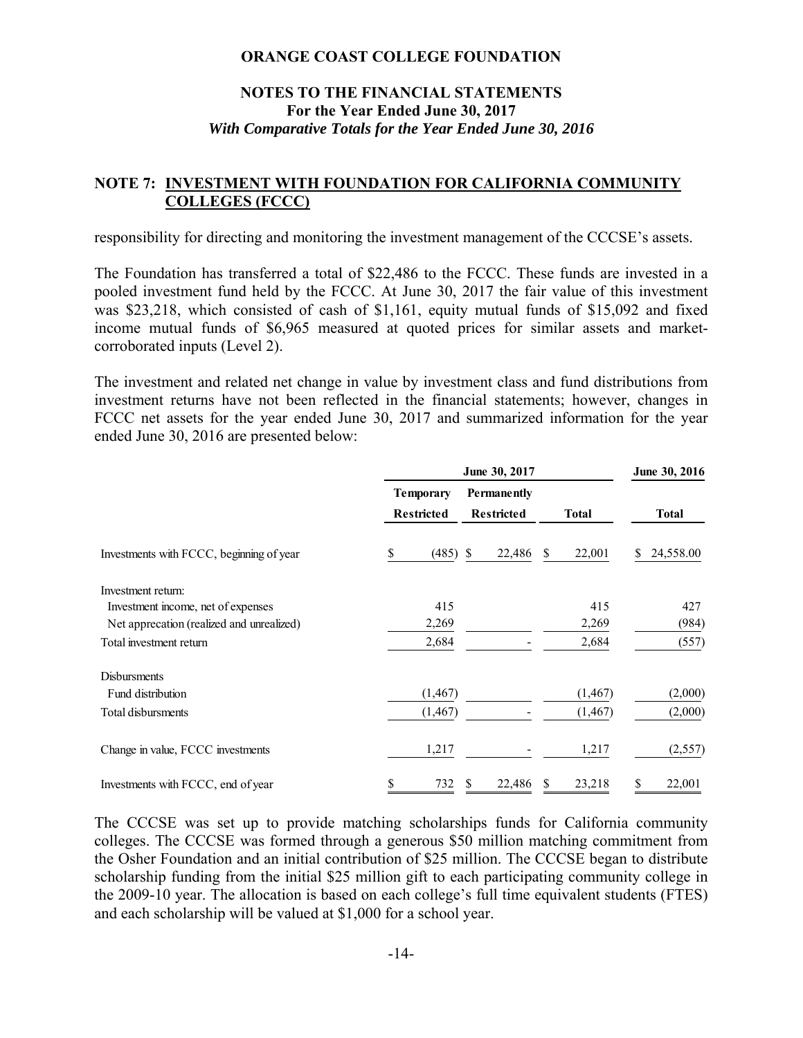# ORANGE COAST COLLEGE FOUNDATION

## NOTES TO THE FINANCIAL STATEMENTS
**For the Year Ended June 30, 2017**
***With Comparative Totals for the Year Ended June 30, 2016***

### NOTE 7: INVESTMENT WITH FOUNDATION FOR CALIFORNIA COMMUNITY COLLEGES (FCCC)

responsibility for directing and monitoring the investment management of the CCCSE's assets.

The Foundation has transferred a total of $22,486 to the FCCC. These funds are invested in a pooled investment fund held by the FCCC. At June 30, 2017 the fair value of this investment was $23,218, which consisted of cash of $1,161, equity mutual funds of $15,092 and fixed income mutual funds of $6,965 measured at quoted prices for similar assets and market-corroborated inputs (Level 2).

The investment and related net change in value by investment class and fund distributions from investment returns have not been reflected in the financial statements; however, changes in FCCC net assets for the year ended June 30, 2017 and summarized information for the year ended June 30, 2016 are presented below:

| | June 30, 2017 | | | June 30, 2016 |
|---|---|---|---|---|
| | Temporary Restricted | Permanently Restricted | Total | Total |
| Investments with FCCC, beginning of year | $ (485) | $ 22,486 | $ 22,001 | $ 24,558.00 |
| Investment return: | | | | |
| Investment income, net of expenses | 415 | | 415 | 427 |
| Net apprecation (realized and unrealized) | 2,269 | | 2,269 | (984) |
| Total investment return | 2,684 | - | 2,684 | (557) |
| Disbursments | | | | |
| Fund distribution | (1,467) | | (1,467) | (2,000) |
| Total disbursments | (1,467) | - | (1,467) | (2,000) |
| Change in value, FCCC investments | 1,217 | - | 1,217 | (2,557) |
| Investments with FCCC, end of year | $ 732 | $ 22,486 | $ 23,218 | $ 22,001 |

The CCCSE was set up to provide matching scholarships funds for California community colleges. The CCCSE was formed through a generous $50 million matching commitment from the Osher Foundation and an initial contribution of $25 million. The CCCSE began to distribute scholarship funding from the initial $25 million gift to each participating community college in the 2009-10 year. The allocation is based on each college's full time equivalent students (FTES) and each scholarship will be valued at $1,000 for a school year.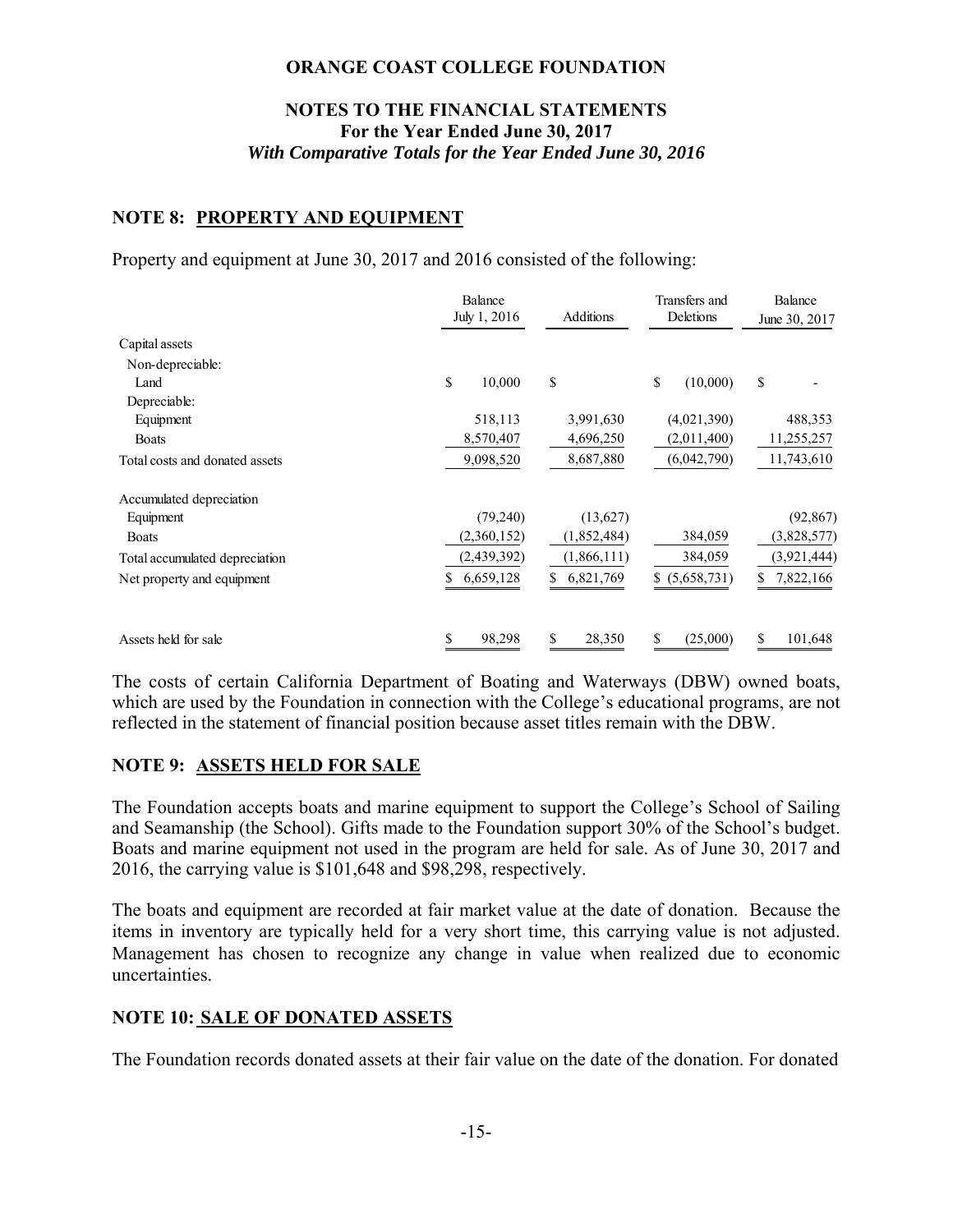# ORANGE COAST COLLEGE FOUNDATION

## NOTES TO THE FINANCIAL STATEMENTS
**For the Year Ended June 30, 2017**
***With Comparative Totals for the Year Ended June 30, 2016***

### NOTE 8: PROPERTY AND EQUIPMENT

Property and equipment at June 30, 2017 and 2016 consisted of the following:

| | Balance July 1, 2016 | Additions | Transfers and Deletions | Balance June 30, 2017 |
|---|---|---|---|---|
| Capital assets | | | | |
| Non-depreciable: | | | | |
| Land | $ 10,000 | $ | $ (10,000) | $ - |
| Depreciable: | | | | |
| Equipment | 518,113 | 3,991,630 | (4,021,390) | 488,353 |
| Boats | 8,570,407 | 4,696,250 | (2,011,400) | 11,255,257 |
| Total costs and donated assets | 9,098,520 | 8,687,880 | (6,042,790) | 11,743,610 |
| Accumulated depreciation | | | | |
| Equipment | (79,240) | (13,627) | | (92,867) |
| Boats | (2,360,152) | (1,852,484) | 384,059 | (3,828,577) |
| Total accumulated depreciation | (2,439,392) | (1,866,111) | 384,059 | (3,921,444) |
| Net property and equipment | $ 6,659,128 | $ 6,821,769 | $ (5,658,731) | $ 7,822,166 |
| Assets held for sale | $ 98,298 | $ 28,350 | $ (25,000) | $ 101,648 |

The costs of certain California Department of Boating and Waterways (DBW) owned boats, which are used by the Foundation in connection with the College's educational programs, are not reflected in the statement of financial position because asset titles remain with the DBW.

### NOTE 9: ASSETS HELD FOR SALE

The Foundation accepts boats and marine equipment to support the College's School of Sailing and Seamanship (the School). Gifts made to the Foundation support 30% of the School's budget. Boats and marine equipment not used in the program are held for sale. As of June 30, 2017 and 2016, the carrying value is $101,648 and $98,298, respectively.

The boats and equipment are recorded at fair market value at the date of donation. Because the items in inventory are typically held for a very short time, this carrying value is not adjusted. Management has chosen to recognize any change in value when realized due to economic uncertainties.

### NOTE 10: SALE OF DONATED ASSETS

The Foundation records donated assets at their fair value on the date of the donation. For donated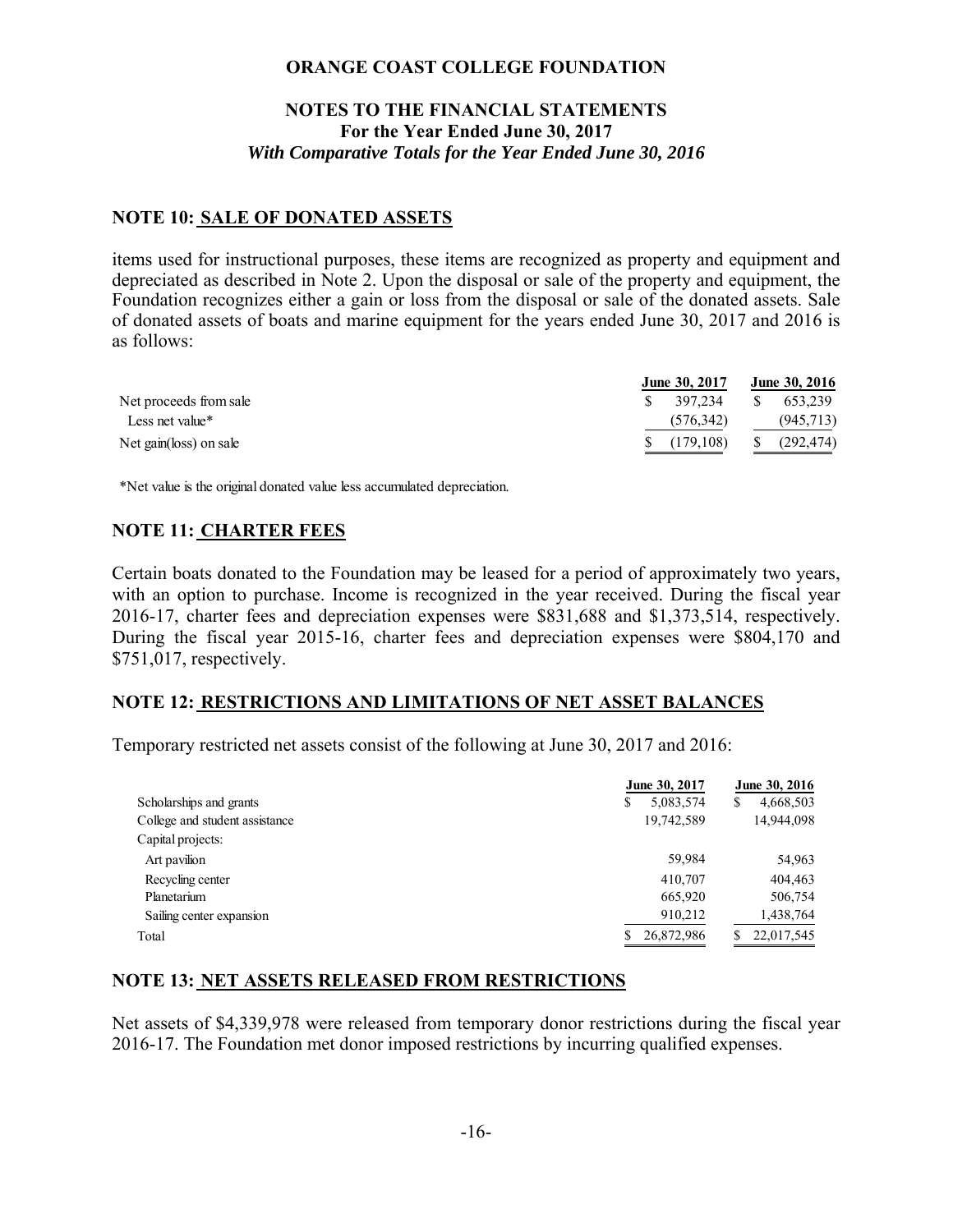## NOTE 10: SALE OF DONATED ASSETS

items used for instructional purposes, these items are recognized as property and equipment and depreciated as described in Note 2. Upon the disposal or sale of the property and equipment, the Foundation recognizes either a gain or loss from the disposal or sale of the donated assets. Sale of donated assets of boats and marine equipment for the years ended June 30, 2017 and 2016 is as follows:

| | June 30, 2017 | June 30, 2016 |
|---|---|---|
| Net proceeds from sale | $ 397,234 | $ 653,239 |
| Less net value* | (576,342) | (945,713) |
| Net gain(loss) on sale | $ (179,108) | $ (292,474) |

*Net value is the original donated value less accumulated depreciation.

## NOTE 11: CHARTER FEES

Certain boats donated to the Foundation may be leased for a period of approximately two years, with an option to purchase. Income is recognized in the year received. During the fiscal year 2016-17, charter fees and depreciation expenses were $831,688 and $1,373,514, respectively. During the fiscal year 2015-16, charter fees and depreciation expenses were $804,170 and $751,017, respectively.

## NOTE 12: RESTRICTIONS AND LIMITATIONS OF NET ASSET BALANCES

Temporary restricted net assets consist of the following at June 30, 2017 and 2016:

| | June 30, 2017 | June 30, 2016 |
|---|---|---|
| Scholarships and grants | $ 5,083,574 | $ 4,668,503 |
| College and student assistance | 19,742,589 | 14,944,098 |
| Capital projects: | | |
| Art pavilion | 59,984 | 54,963 |
| Recycling center | 410,707 | 404,463 |
| Planetarium | 665,920 | 506,754 |
| Sailing center expansion | 910,212 | 1,438,764 |
| Total | $ 26,872,986 | $ 22,017,545 |

## NOTE 13: NET ASSETS RELEASED FROM RESTRICTIONS

Net assets of $4,339,978 were released from temporary donor restrictions during the fiscal year 2016-17. The Foundation met donor imposed restrictions by incurring qualified expenses.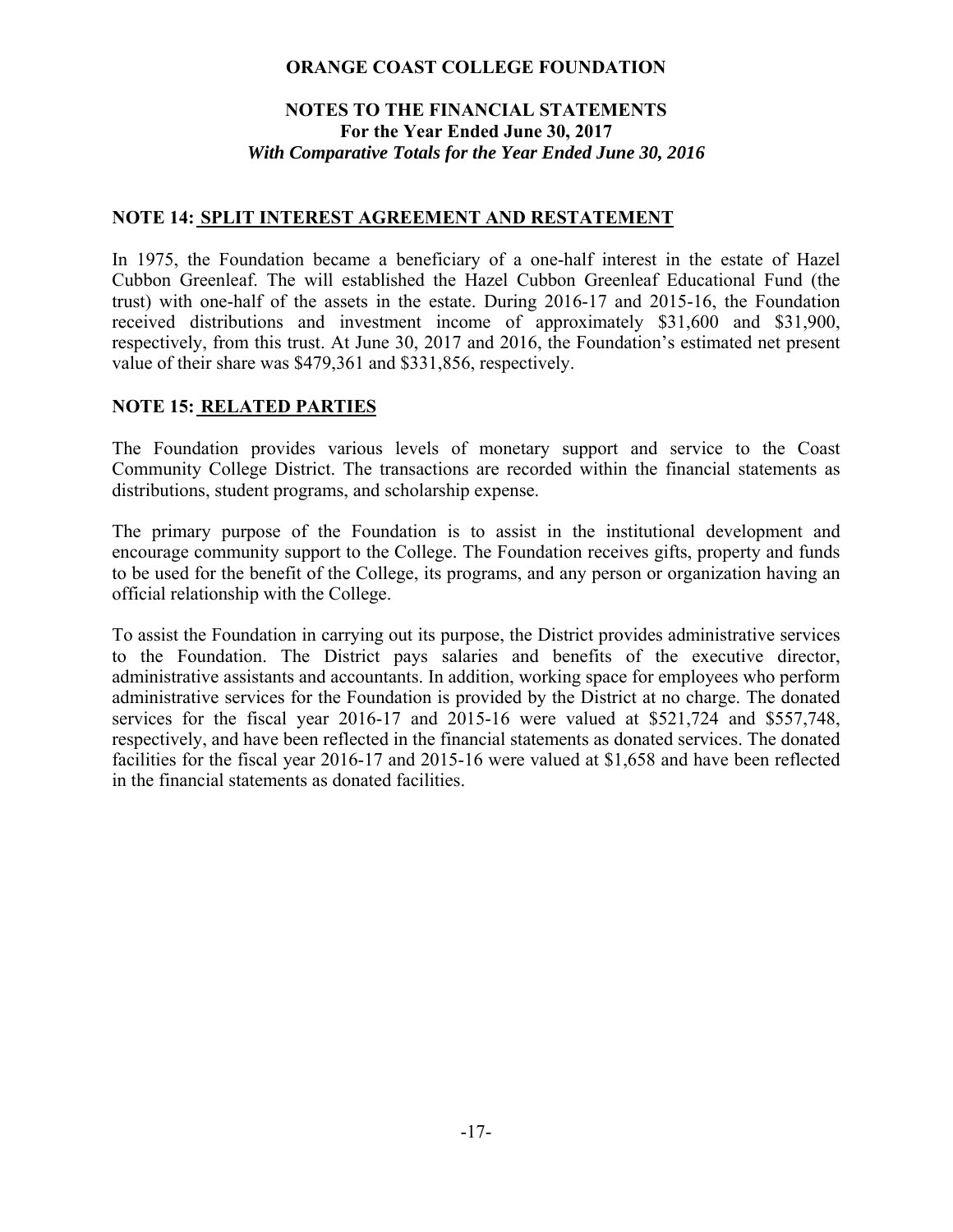## NOTE 14: SPLIT INTEREST AGREEMENT AND RESTATEMENT

In 1975, the Foundation became a beneficiary of a one-half interest in the estate of Hazel Cubbon Greenleaf. The will established the Hazel Cubbon Greenleaf Educational Fund (the trust) with one-half of the assets in the estate. During 2016-17 and 2015-16, the Foundation received distributions and investment income of approximately $31,600 and $31,900, respectively, from this trust. At June 30, 2017 and 2016, the Foundation's estimated net present value of their share was $479,361 and $331,856, respectively.

## NOTE 15: RELATED PARTIES

The Foundation provides various levels of monetary support and service to the Coast Community College District. The transactions are recorded within the financial statements as distributions, student programs, and scholarship expense.

The primary purpose of the Foundation is to assist in the institutional development and encourage community support to the College. The Foundation receives gifts, property and funds to be used for the benefit of the College, its programs, and any person or organization having an official relationship with the College.

To assist the Foundation in carrying out its purpose, the District provides administrative services to the Foundation. The District pays salaries and benefits of the executive director, administrative assistants and accountants. In addition, working space for employees who perform administrative services for the Foundation is provided by the District at no charge. The donated services for the fiscal year 2016-17 and 2015-16 were valued at $521,724 and $557,748, respectively, and have been reflected in the financial statements as donated services. The donated facilities for the fiscal year 2016-17 and 2015-16 were valued at $1,658 and have been reflected in the financial statements as donated facilities.